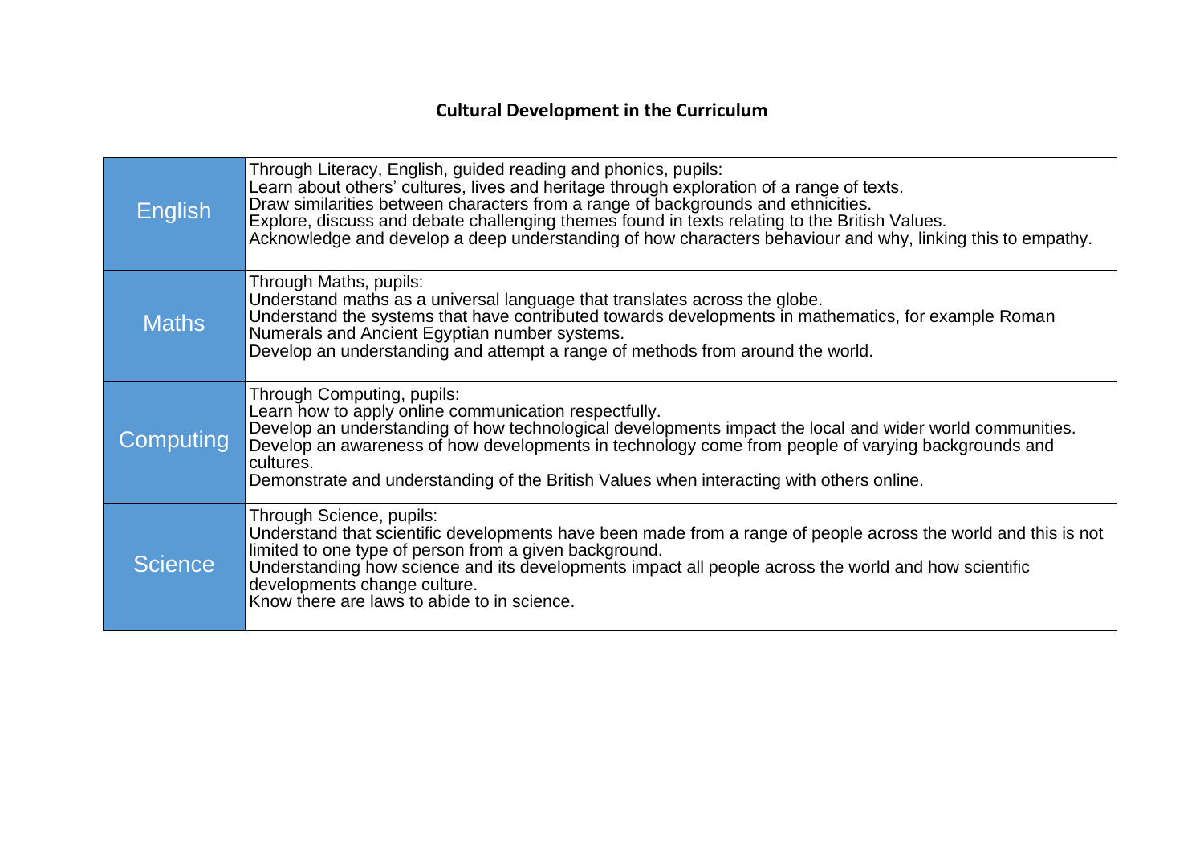# Cultural Development in the Curriculum

| | |
|---|---|
| English | Through Literacy, English, guided reading and phonics, pupils:<br>Learn about others' cultures, lives and heritage through exploration of a range of texts.<br>Draw similarities between characters from a range of backgrounds and ethnicities.<br>Explore, discuss and debate challenging themes found in texts relating to the British Values.<br>Acknowledge and develop a deep understanding of how characters behaviour and why, linking this to empathy. |
| Maths | Through Maths, pupils:<br>Understand maths as a universal language that translates across the globe.<br>Understand the systems that have contributed towards developments in mathematics, for example Roman Numerals and Ancient Egyptian number systems.<br>Develop an understanding and attempt a range of methods from around the world. |
| Computing | Through Computing, pupils:<br>Learn how to apply online communication respectfully.<br>Develop an understanding of how technological developments impact the local and wider world communities.<br>Develop an awareness of how developments in technology come from people of varying backgrounds and cultures.<br>Demonstrate and understanding of the British Values when interacting with others online. |
| Science | Through Science, pupils:<br>Understand that scientific developments have been made from a range of people across the world and this is not limited to one type of person from a given background.<br>Understanding how science and its developments impact all people across the world and how scientific developments change culture.<br>Know there are laws to abide to in science. |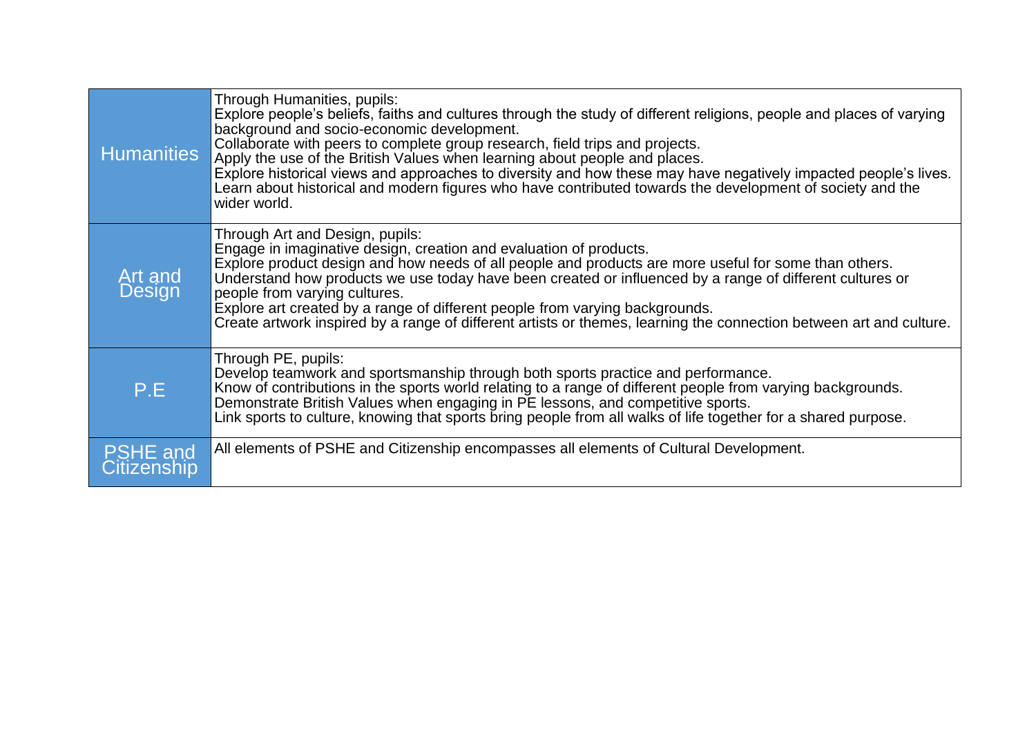| | |
|---|---|
| Humanities | Through Humanities, pupils:<br>Explore people's beliefs, faiths and cultures through the study of different religions, people and places of varying background and socio-economic development.<br>Collaborate with peers to complete group research, field trips and projects.<br>Apply the use of the British Values when learning about people and places.<br>Explore historical views and approaches to diversity and how these may have negatively impacted people's lives.<br>Learn about historical and modern figures who have contributed towards the development of society and the wider world. |
| Art and Design | Through Art and Design, pupils:<br>Engage in imaginative design, creation and evaluation of products.<br>Explore product design and how needs of all people and products are more useful for some than others.<br>Understand how products we use today have been created or influenced by a range of different cultures or people from varying cultures.<br>Explore art created by a range of different people from varying backgrounds.<br>Create artwork inspired by a range of different artists or themes, learning the connection between art and culture. |
| P.E | Through PE, pupils:<br>Develop teamwork and sportsmanship through both sports practice and performance.<br>Know of contributions in the sports world relating to a range of different people from varying backgrounds.<br>Demonstrate British Values when engaging in PE lessons, and competitive sports.<br>Link sports to culture, knowing that sports bring people from all walks of life together for a shared purpose. |
| PSHE and Citizenship | All elements of PSHE and Citizenship encompasses all elements of Cultural Development. |